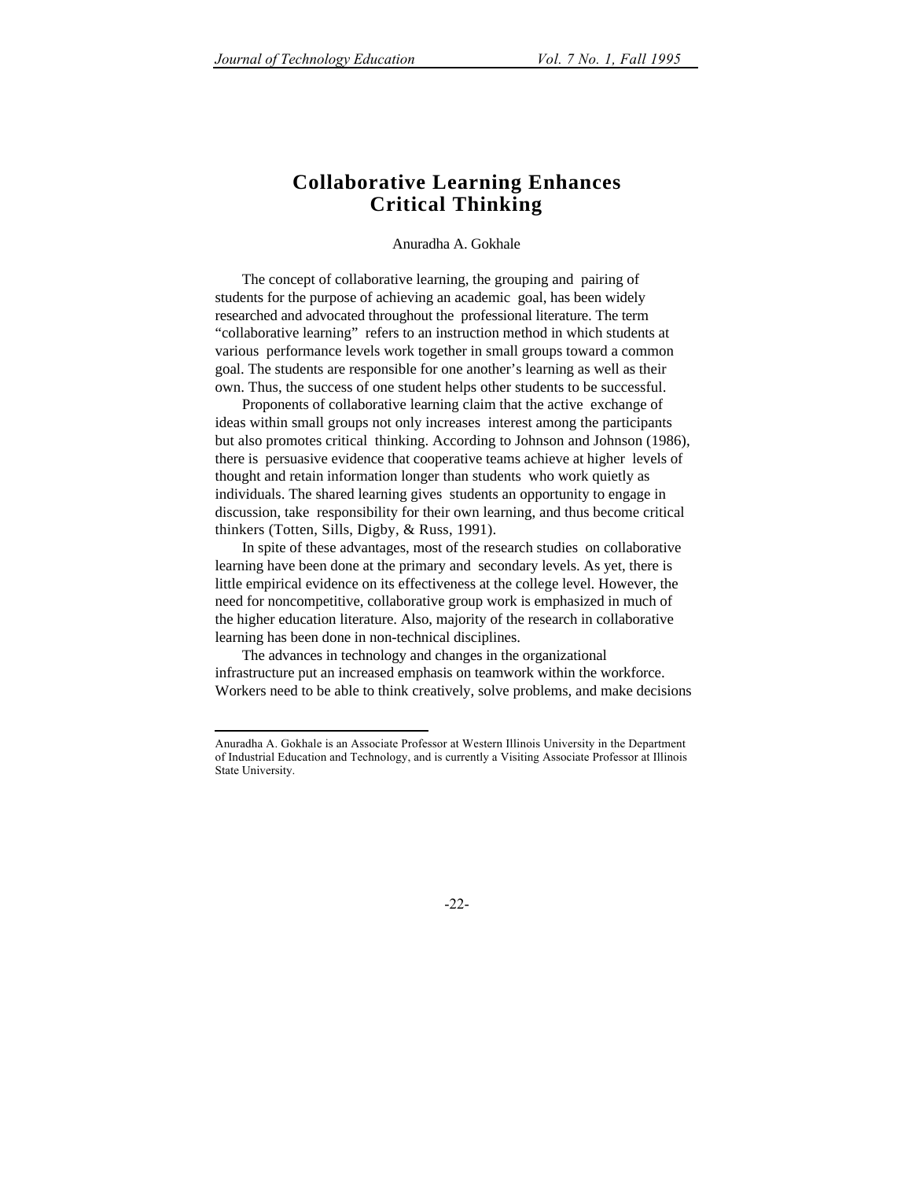# Collaborative Learning Enhances Critical Thinking

Anuradha A. Gokhale

The concept of collaborative learning, the grouping and pairing of students for the purpose of achieving an academic goal, has been widely researched and advocated throughout the professional literature. The term "collaborative learning" refers to an instruction method in which students at various performance levels work together in small groups toward a common goal. The students are responsible for one another's learning as well as their own. Thus, the success of one student helps other students to be successful.

Proponents of collaborative learning claim that the active exchange of ideas within small groups not only increases interest among the participants but also promotes critical thinking. According to Johnson and Johnson (1986), there is persuasive evidence that cooperative teams achieve at higher levels of thought and retain information longer than students who work quietly as individuals. The shared learning gives students an opportunity to engage in discussion, take responsibility for their own learning, and thus become critical thinkers (Totten, Sills, Digby, & Russ, 1991).

In spite of these advantages, most of the research studies on collaborative learning have been done at the primary and secondary levels. As yet, there is little empirical evidence on its effectiveness at the college level. However, the need for noncompetitive, collaborative group work is emphasized in much of the higher education literature. Also, majority of the research in collaborative learning has been done in non-technical disciplines.

The advances in technology and changes in the organizational infrastructure put an increased emphasis on teamwork within the workforce. Workers need to be able to think creatively, solve problems, and make decisions

---

Anuradha A. Gokhale is an Associate Professor at Western Illinois University in the Department of Industrial Education and Technology, and is currently a Visiting Associate Professor at Illinois State University.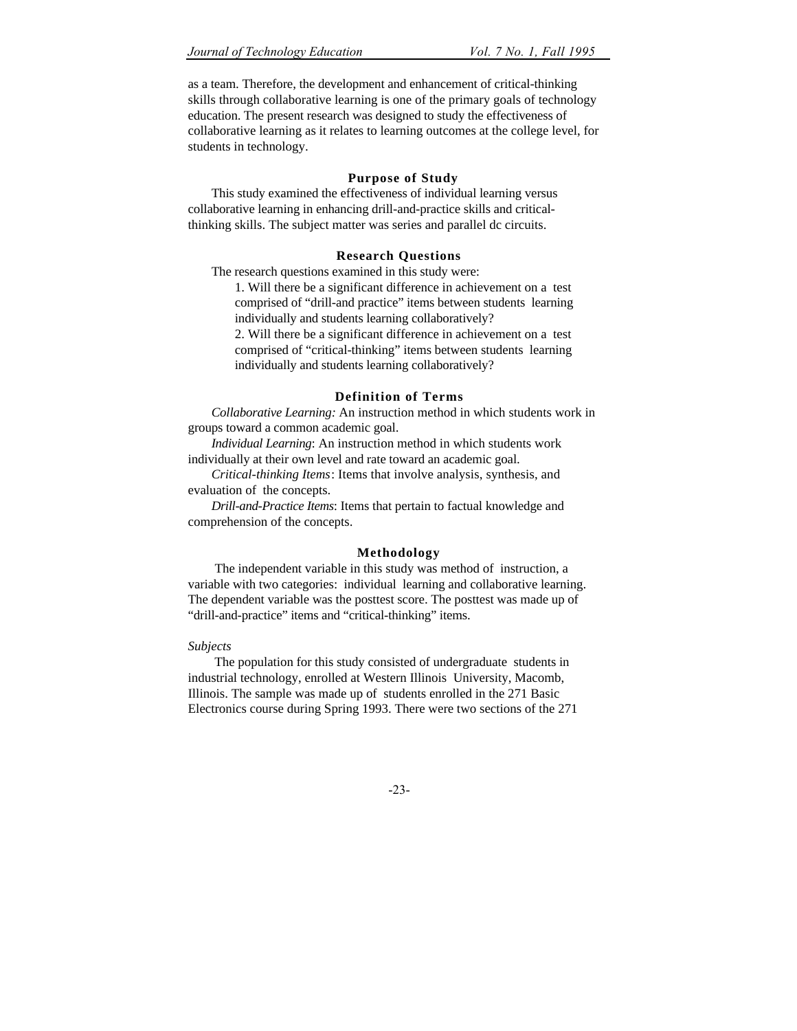as a team. Therefore, the development and enhancement of critical-thinking skills through collaborative learning is one of the primary goals of technology education. The present research was designed to study the effectiveness of collaborative learning as it relates to learning outcomes at the college level, for students in technology.

## Purpose of Study

This study examined the effectiveness of individual learning versus collaborative learning in enhancing drill-and-practice skills and critical-thinking skills. The subject matter was series and parallel dc circuits.

## Research Questions

The research questions examined in this study were:

1. Will there be a significant difference in achievement on a test comprised of "drill-and practice" items between students learning individually and students learning collaboratively?
2. Will there be a significant difference in achievement on a test comprised of "critical-thinking" items between students learning individually and students learning collaboratively?

## Definition of Terms

*Collaborative Learning:* An instruction method in which students work in groups toward a common academic goal.

*Individual Learning*: An instruction method in which students work individually at their own level and rate toward an academic goal.

*Critical-thinking Items*: Items that involve analysis, synthesis, and evaluation of the concepts.

*Drill-and-Practice Items*: Items that pertain to factual knowledge and comprehension of the concepts.

## Methodology

The independent variable in this study was method of instruction, a variable with two categories: individual learning and collaborative learning. The dependent variable was the posttest score. The posttest was made up of "drill-and-practice" items and "critical-thinking" items.

### *Subjects*

The population for this study consisted of undergraduate students in industrial technology, enrolled at Western Illinois University, Macomb, Illinois. The sample was made up of students enrolled in the 271 Basic Electronics course during Spring 1993. There were two sections of the 271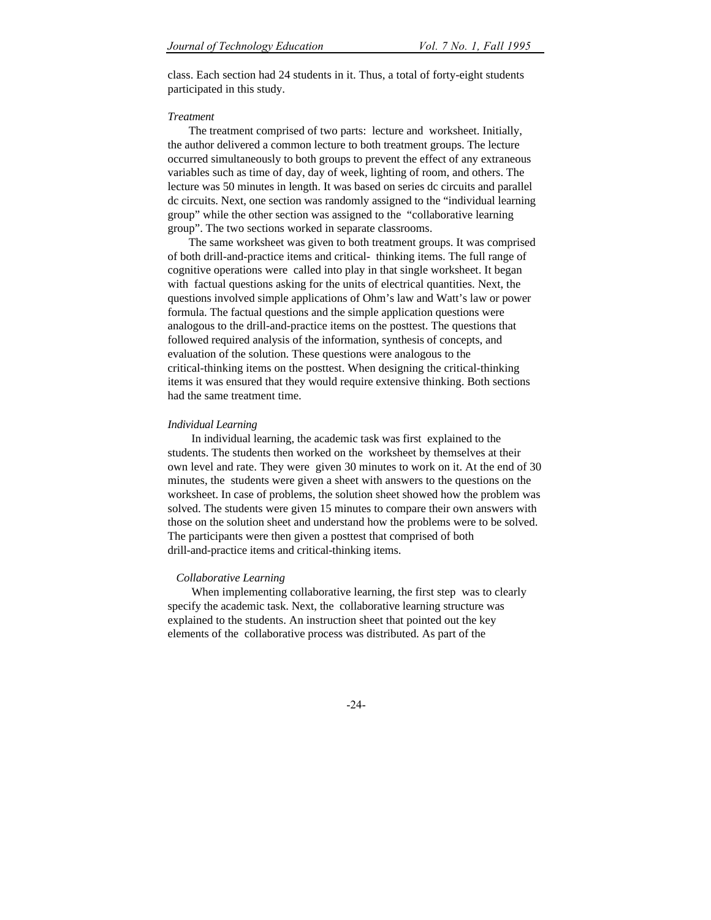class. Each section had 24 students in it. Thus, a total of forty-eight students participated in this study.

*Treatment*

The treatment comprised of two parts: lecture and worksheet. Initially, the author delivered a common lecture to both treatment groups. The lecture occurred simultaneously to both groups to prevent the effect of any extraneous variables such as time of day, day of week, lighting of room, and others. The lecture was 50 minutes in length. It was based on series dc circuits and parallel dc circuits. Next, one section was randomly assigned to the "individual learning group" while the other section was assigned to the "collaborative learning group". The two sections worked in separate classrooms.

The same worksheet was given to both treatment groups. It was comprised of both drill-and-practice items and critical- thinking items. The full range of cognitive operations were called into play in that single worksheet. It began with factual questions asking for the units of electrical quantities. Next, the questions involved simple applications of Ohm's law and Watt's law or power formula. The factual questions and the simple application questions were analogous to the drill-and-practice items on the posttest. The questions that followed required analysis of the information, synthesis of concepts, and evaluation of the solution. These questions were analogous to the critical-thinking items on the posttest. When designing the critical-thinking items it was ensured that they would require extensive thinking. Both sections had the same treatment time.

*Individual Learning*

In individual learning, the academic task was first explained to the students. The students then worked on the worksheet by themselves at their own level and rate. They were given 30 minutes to work on it. At the end of 30 minutes, the students were given a sheet with answers to the questions on the worksheet. In case of problems, the solution sheet showed how the problem was solved. The students were given 15 minutes to compare their own answers with those on the solution sheet and understand how the problems were to be solved. The participants were then given a posttest that comprised of both drill-and-practice items and critical-thinking items.

*Collaborative Learning*

When implementing collaborative learning, the first step was to clearly specify the academic task. Next, the collaborative learning structure was explained to the students. An instruction sheet that pointed out the key elements of the collaborative process was distributed. As part of the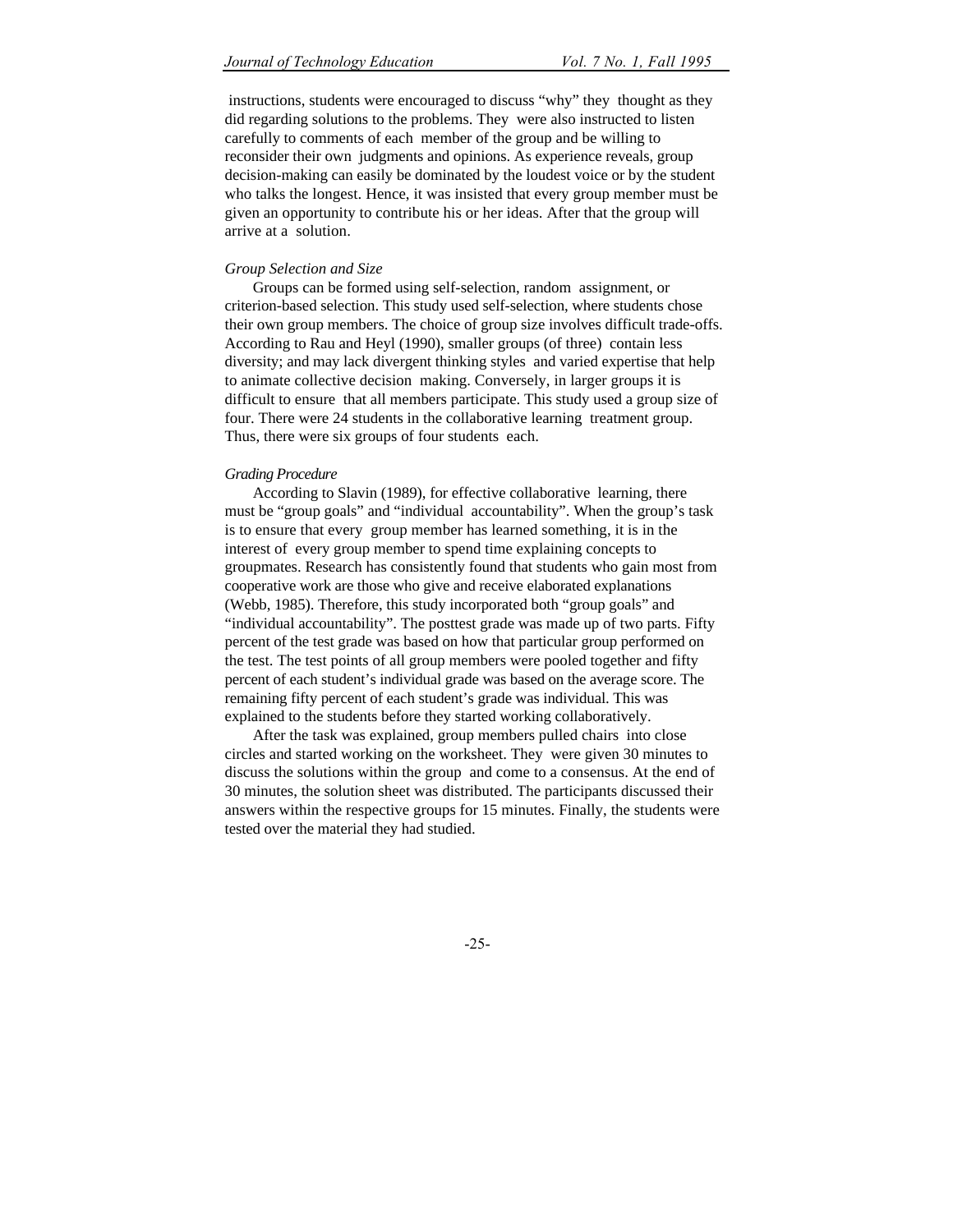instructions, students were encouraged to discuss "why" they thought as they did regarding solutions to the problems. They were also instructed to listen carefully to comments of each member of the group and be willing to reconsider their own judgments and opinions. As experience reveals, group decision-making can easily be dominated by the loudest voice or by the student who talks the longest. Hence, it was insisted that every group member must be given an opportunity to contribute his or her ideas. After that the group will arrive at a solution.

### *Group Selection and Size*

Groups can be formed using self-selection, random assignment, or criterion-based selection. This study used self-selection, where students chose their own group members. The choice of group size involves difficult trade-offs. According to Rau and Heyl (1990), smaller groups (of three) contain less diversity; and may lack divergent thinking styles and varied expertise that help to animate collective decision making. Conversely, in larger groups it is difficult to ensure that all members participate. This study used a group size of four. There were 24 students in the collaborative learning treatment group. Thus, there were six groups of four students each.

### *Grading Procedure*

According to Slavin (1989), for effective collaborative learning, there must be "group goals" and "individual accountability". When the group's task is to ensure that every group member has learned something, it is in the interest of every group member to spend time explaining concepts to groupmates. Research has consistently found that students who gain most from cooperative work are those who give and receive elaborated explanations (Webb, 1985). Therefore, this study incorporated both "group goals" and "individual accountability". The posttest grade was made up of two parts. Fifty percent of the test grade was based on how that particular group performed on the test. The test points of all group members were pooled together and fifty percent of each student's individual grade was based on the average score. The remaining fifty percent of each student's grade was individual. This was explained to the students before they started working collaboratively.

After the task was explained, group members pulled chairs into close circles and started working on the worksheet. They were given 30 minutes to discuss the solutions within the group and come to a consensus. At the end of 30 minutes, the solution sheet was distributed. The participants discussed their answers within the respective groups for 15 minutes. Finally, the students were tested over the material they had studied.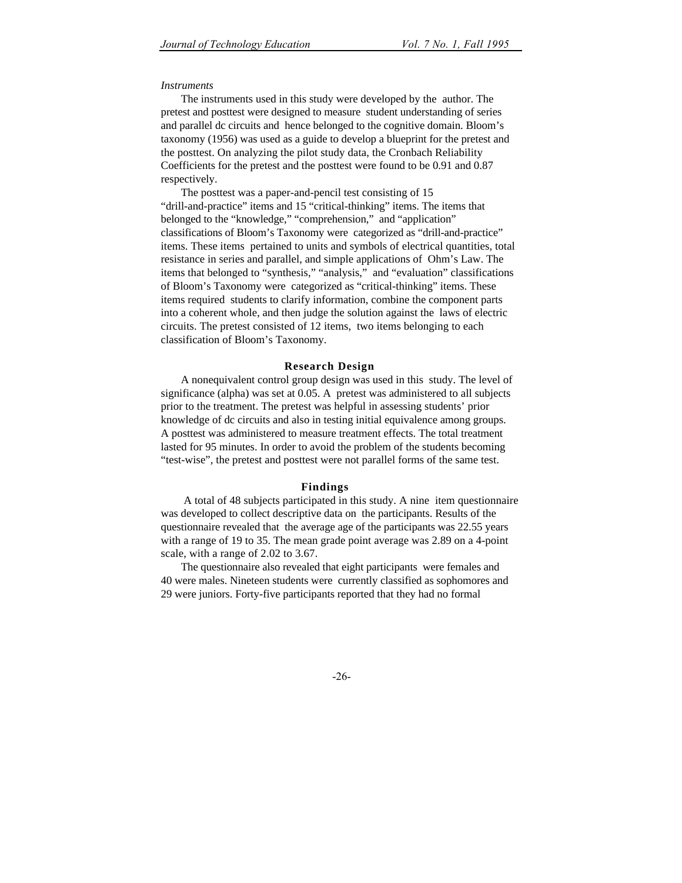*Instruments*

The instruments used in this study were developed by the author. The pretest and posttest were designed to measure student understanding of series and parallel dc circuits and hence belonged to the cognitive domain. Bloom's taxonomy (1956) was used as a guide to develop a blueprint for the pretest and the posttest. On analyzing the pilot study data, the Cronbach Reliability Coefficients for the pretest and the posttest were found to be 0.91 and 0.87 respectively.

The posttest was a paper-and-pencil test consisting of 15 "drill-and-practice" items and 15 "critical-thinking" items. The items that belonged to the "knowledge," "comprehension," and "application" classifications of Bloom's Taxonomy were categorized as "drill-and-practice" items. These items pertained to units and symbols of electrical quantities, total resistance in series and parallel, and simple applications of Ohm's Law. The items that belonged to "synthesis," "analysis," and "evaluation" classifications of Bloom's Taxonomy were categorized as "critical-thinking" items. These items required students to clarify information, combine the component parts into a coherent whole, and then judge the solution against the laws of electric circuits. The pretest consisted of 12 items, two items belonging to each classification of Bloom's Taxonomy.

## Research Design

A nonequivalent control group design was used in this study. The level of significance (alpha) was set at 0.05. A pretest was administered to all subjects prior to the treatment. The pretest was helpful in assessing students' prior knowledge of dc circuits and also in testing initial equivalence among groups. A posttest was administered to measure treatment effects. The total treatment lasted for 95 minutes. In order to avoid the problem of the students becoming "test-wise", the pretest and posttest were not parallel forms of the same test.

## Findings

A total of 48 subjects participated in this study. A nine item questionnaire was developed to collect descriptive data on the participants. Results of the questionnaire revealed that the average age of the participants was 22.55 years with a range of 19 to 35. The mean grade point average was 2.89 on a 4-point scale, with a range of 2.02 to 3.67.

The questionnaire also revealed that eight participants were females and 40 were males. Nineteen students were currently classified as sophomores and 29 were juniors. Forty-five participants reported that they had no formal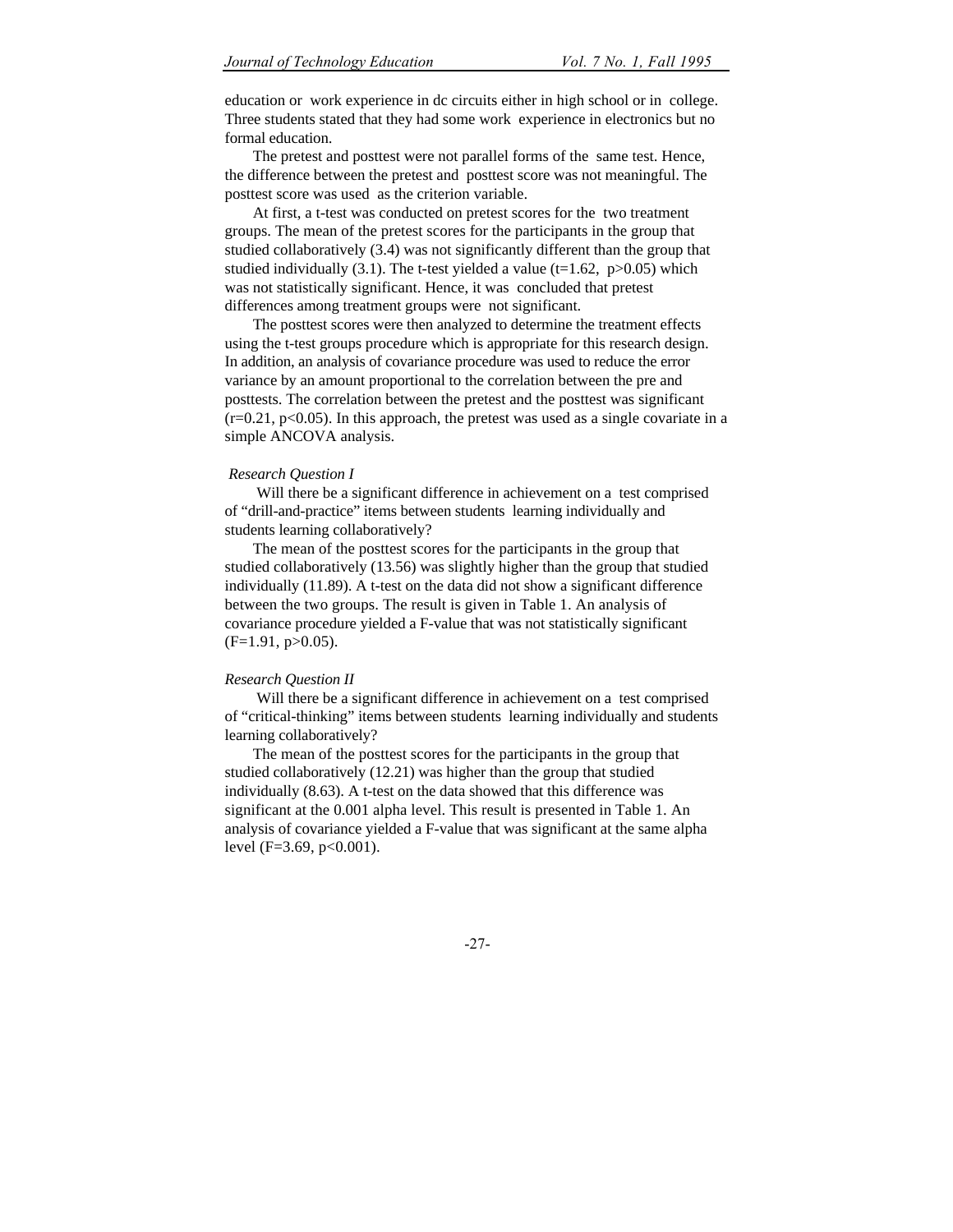education or work experience in dc circuits either in high school or in college. Three students stated that they had some work experience in electronics but no formal education.

The pretest and posttest were not parallel forms of the same test. Hence, the difference between the pretest and posttest score was not meaningful. The posttest score was used as the criterion variable.

At first, a t-test was conducted on pretest scores for the two treatment groups. The mean of the pretest scores for the participants in the group that studied collaboratively (3.4) was not significantly different than the group that studied individually (3.1). The t-test yielded a value ($t=1.62$, $p>0.05$) which was not statistically significant. Hence, it was concluded that pretest differences among treatment groups were not significant.

The posttest scores were then analyzed to determine the treatment effects using the t-test groups procedure which is appropriate for this research design. In addition, an analysis of covariance procedure was used to reduce the error variance by an amount proportional to the correlation between the pre and posttests. The correlation between the pretest and the posttest was significant ($r=0.21$, $p<0.05$). In this approach, the pretest was used as a single covariate in a simple ANCOVA analysis.

*Research Question I*

Will there be a significant difference in achievement on a test comprised of “drill-and-practice” items between students learning individually and students learning collaboratively?

The mean of the posttest scores for the participants in the group that studied collaboratively (13.56) was slightly higher than the group that studied individually (11.89). A t-test on the data did not show a significant difference between the two groups. The result is given in Table 1. An analysis of covariance procedure yielded a F-value that was not statistically significant ($F=1.91$, $p>0.05$).

*Research Question II*

Will there be a significant difference in achievement on a test comprised of “critical-thinking” items between students learning individually and students learning collaboratively?

The mean of the posttest scores for the participants in the group that studied collaboratively (12.21) was higher than the group that studied individually (8.63). A t-test on the data showed that this difference was significant at the 0.001 alpha level. This result is presented in Table 1. An analysis of covariance yielded a F-value that was significant at the same alpha level ($F=3.69$, $p<0.001$).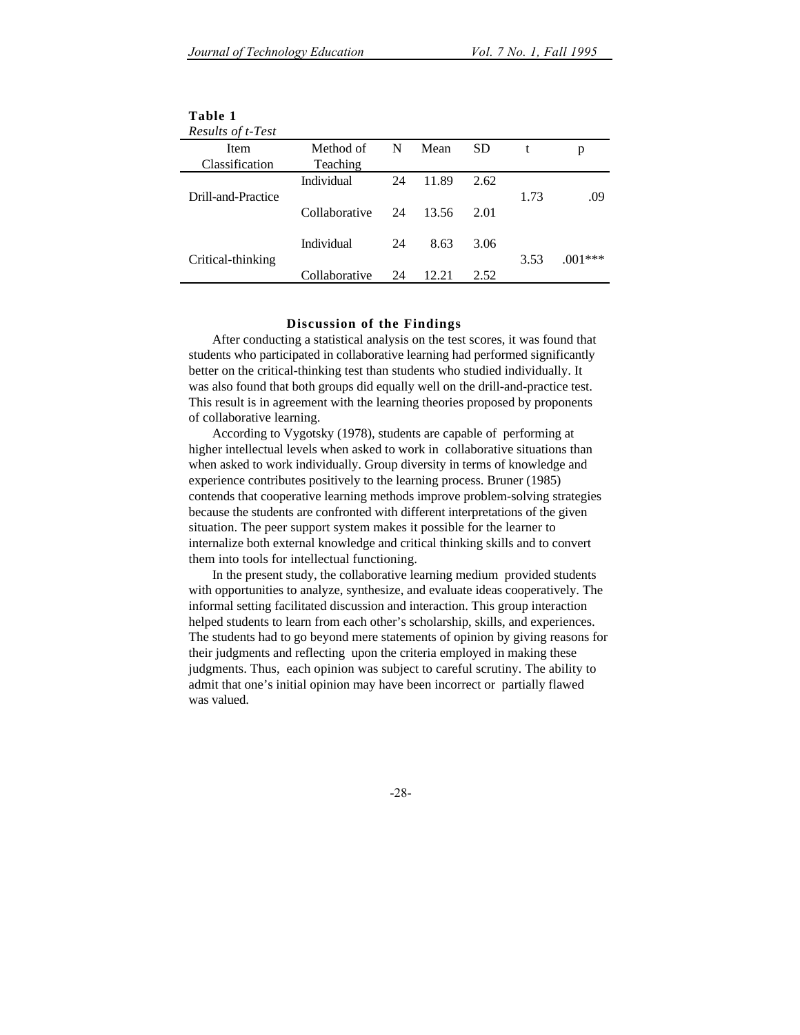**Table 1**
*Results of t-Test*

| Item Classification | Method of Teaching | N | Mean | SD | t | p |
|---|---|---|---|---|---|---|
| Drill-and-Practice | Individual | 24 | 11.89 | 2.62 | 1.73 | .09 |
| | Collaborative | 24 | 13.56 | 2.01 | | |
| Critical-thinking | Individual | 24 | 8.63 | 3.06 | 3.53 | .001*** |
| | Collaborative | 24 | 12.21 | 2.52 | | |

## Discussion of the Findings

After conducting a statistical analysis on the test scores, it was found that students who participated in collaborative learning had performed significantly better on the critical-thinking test than students who studied individually. It was also found that both groups did equally well on the drill-and-practice test. This result is in agreement with the learning theories proposed by proponents of collaborative learning.

According to Vygotsky (1978), students are capable of performing at higher intellectual levels when asked to work in collaborative situations than when asked to work individually. Group diversity in terms of knowledge and experience contributes positively to the learning process. Bruner (1985) contends that cooperative learning methods improve problem-solving strategies because the students are confronted with different interpretations of the given situation. The peer support system makes it possible for the learner to internalize both external knowledge and critical thinking skills and to convert them into tools for intellectual functioning.

In the present study, the collaborative learning medium provided students with opportunities to analyze, synthesize, and evaluate ideas cooperatively. The informal setting facilitated discussion and interaction. This group interaction helped students to learn from each other's scholarship, skills, and experiences. The students had to go beyond mere statements of opinion by giving reasons for their judgments and reflecting upon the criteria employed in making these judgments. Thus, each opinion was subject to careful scrutiny. The ability to admit that one's initial opinion may have been incorrect or partially flawed was valued.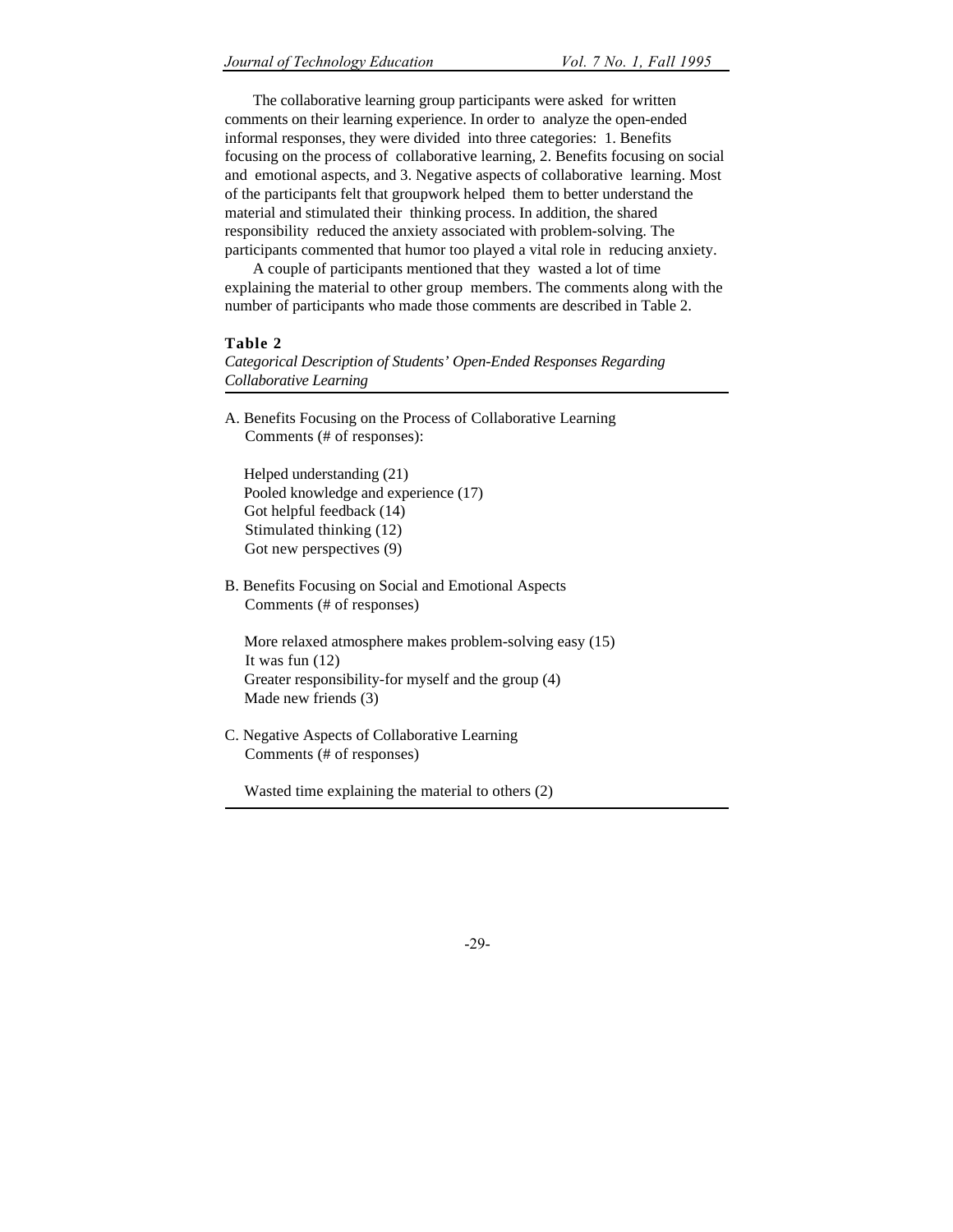The collaborative learning group participants were asked for written comments on their learning experience. In order to analyze the open-ended informal responses, they were divided into three categories: 1. Benefits focusing on the process of collaborative learning, 2. Benefits focusing on social and emotional aspects, and 3. Negative aspects of collaborative learning. Most of the participants felt that groupwork helped them to better understand the material and stimulated their thinking process. In addition, the shared responsibility reduced the anxiety associated with problem-solving. The participants commented that humor too played a vital role in reducing anxiety.

A couple of participants mentioned that they wasted a lot of time explaining the material to other group members. The comments along with the number of participants who made those comments are described in Table 2.

**Table 2**

*Categorical Description of Students' Open-Ended Responses Regarding Collaborative Learning*

A. Benefits Focusing on the Process of Collaborative Learning
Comments (# of responses):

- Helped understanding (21)
- Pooled knowledge and experience (17)
- Got helpful feedback (14)
- Stimulated thinking (12)
- Got new perspectives (9)

B. Benefits Focusing on Social and Emotional Aspects
Comments (# of responses)

- More relaxed atmosphere makes problem-solving easy (15)
- It was fun (12)
- Greater responsibility-for myself and the group (4)
- Made new friends (3)

C. Negative Aspects of Collaborative Learning
Comments (# of responses)

- Wasted time explaining the material to others (2)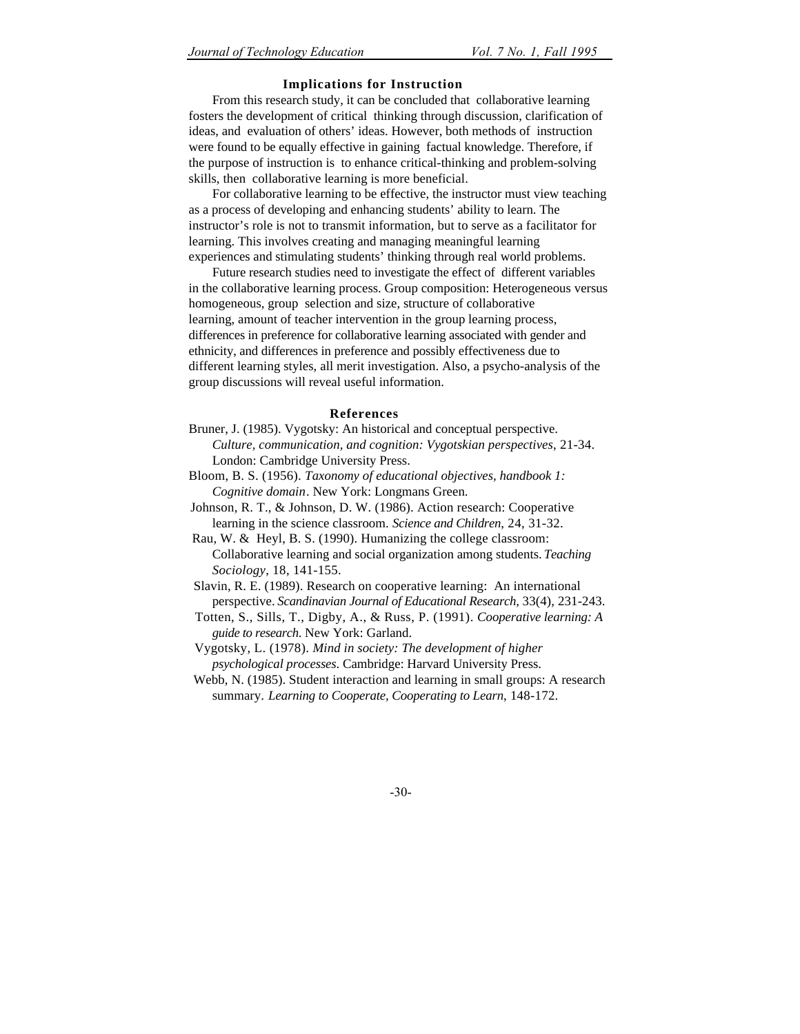## Implications for Instruction

From this research study, it can be concluded that collaborative learning fosters the development of critical thinking through discussion, clarification of ideas, and evaluation of others' ideas. However, both methods of instruction were found to be equally effective in gaining factual knowledge. Therefore, if the purpose of instruction is to enhance critical-thinking and problem-solving skills, then collaborative learning is more beneficial.

For collaborative learning to be effective, the instructor must view teaching as a process of developing and enhancing students' ability to learn. The instructor's role is not to transmit information, but to serve as a facilitator for learning. This involves creating and managing meaningful learning experiences and stimulating students' thinking through real world problems.

Future research studies need to investigate the effect of different variables in the collaborative learning process. Group composition: Heterogeneous versus homogeneous, group selection and size, structure of collaborative learning, amount of teacher intervention in the group learning process, differences in preference for collaborative learning associated with gender and ethnicity, and differences in preference and possibly effectiveness due to different learning styles, all merit investigation. Also, a psycho-analysis of the group discussions will reveal useful information.

## References

Bruner, J. (1985). Vygotsky: An historical and conceptual perspective. *Culture, communication, and cognition: Vygotskian perspectives*, 21-34. London: Cambridge University Press.

Bloom, B. S. (1956). *Taxonomy of educational objectives, handbook 1: Cognitive domain*. New York: Longmans Green.

Johnson, R. T., & Johnson, D. W. (1986). Action research: Cooperative learning in the science classroom. *Science and Children,* 24, 31-32.

Rau, W. & Heyl, B. S. (1990). Humanizing the college classroom: Collaborative learning and social organization among students. *Teaching Sociology*, 18, 141-155.

Slavin, R. E. (1989). Research on cooperative learning: An international perspective. *Scandinavian Journal of Educational Research,* 33(4), 231-243.

Totten, S., Sills, T., Digby, A., & Russ, P. (1991). *Cooperative learning: A guide to research.* New York: Garland.

Vygotsky, L. (1978). *Mind in society: The development of higher psychological processes*. Cambridge: Harvard University Press.

Webb, N. (1985). Student interaction and learning in small groups: A research summary. *Learning to Cooperate, Cooperating to Learn*, 148-172.